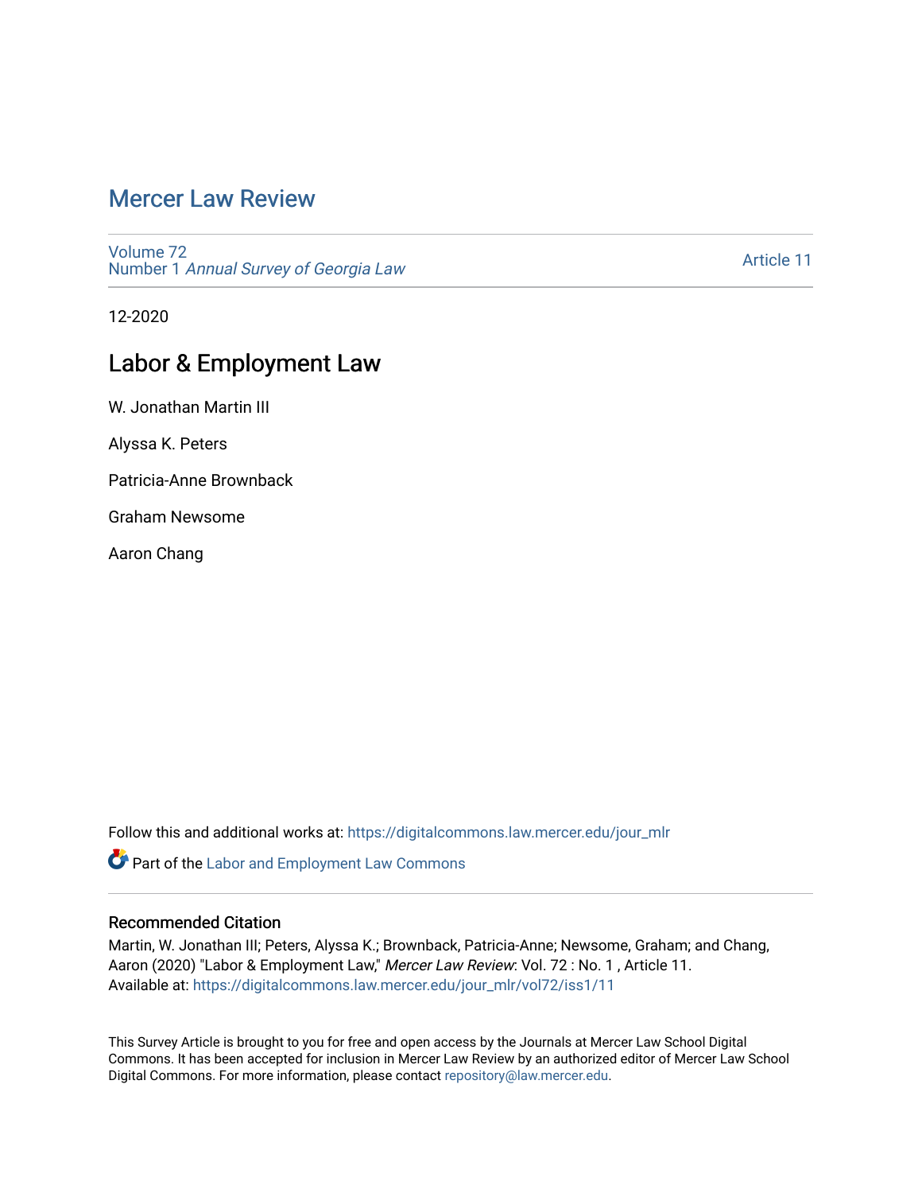# Mercer Law Review

Volume 72
Number 1 *Annual Survey of Georgia Law*

Article 11

12-2020

## Labor & Employment Law

W. Jonathan Martin III

Alyssa K. Peters

Patricia-Anne Brownback

Graham Newsome

Aaron Chang

Follow this and additional works at: https://digitalcommons.law.mercer.edu/jour_mlr

Part of the Labor and Employment Law Commons

### Recommended Citation

Martin, W. Jonathan III; Peters, Alyssa K.; Brownback, Patricia-Anne; Newsome, Graham; and Chang, Aaron (2020) "Labor & Employment Law," *Mercer Law Review*: Vol. 72 : No. 1 , Article 11.
Available at: https://digitalcommons.law.mercer.edu/jour_mlr/vol72/iss1/11

This Survey Article is brought to you for free and open access by the Journals at Mercer Law School Digital Commons. It has been accepted for inclusion in Mercer Law Review by an authorized editor of Mercer Law School Digital Commons. For more information, please contact repository@law.mercer.edu.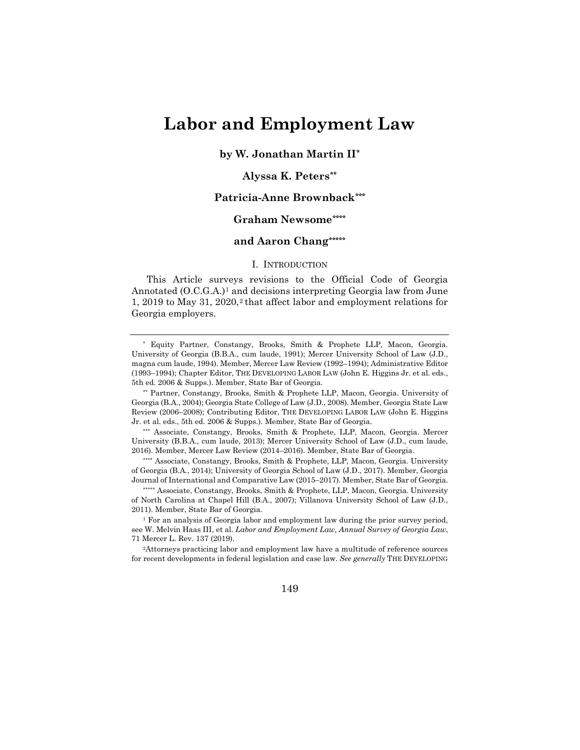# Labor and Employment Law

**by W. Jonathan Martin II[*]**

**Alyssa K. Peters[**]**

**Patricia-Anne Brownback[***]**

**Graham Newsome[****]**

**and Aaron Chang[*****]**

## I. INTRODUCTION

This Article surveys revisions to the Official Code of Georgia Annotated (O.C.G.A.)[1] and decisions interpreting Georgia law from June 1, 2019 to May 31, 2020,[2] that affect labor and employment relations for Georgia employers.

---

[*] Equity Partner, Constangy, Brooks, Smith & Prophete LLP, Macon, Georgia. University of Georgia (B.B.A., cum laude, 1991); Mercer University School of Law (J.D., magna cum laude, 1994). Member, Mercer Law Review (1992–1994); Administrative Editor (1993–1994); Chapter Editor, THE DEVELOPING LABOR LAW (John E. Higgins Jr. et al. eds., 5th ed. 2006 & Supps.). Member, State Bar of Georgia.

[**] Partner, Constangy, Brooks, Smith & Prophete LLP, Macon, Georgia. University of Georgia (B.A., 2004); Georgia State College of Law (J.D., 2008). Member, Georgia State Law Review (2006–2008); Contributing Editor, THE DEVELOPING LABOR LAW (John E. Higgins Jr. et al. eds., 5th ed. 2006 & Supps.). Member, State Bar of Georgia.

[***] Associate, Constangy, Brooks, Smith & Prophete, LLP, Macon, Georgia. Mercer University (B.B.A., cum laude, 2013); Mercer University School of Law (J.D., cum laude, 2016). Member, Mercer Law Review (2014–2016). Member, State Bar of Georgia.

[****] Associate, Constangy, Brooks, Smith & Prophete, LLP, Macon, Georgia. University of Georgia (B.A., 2014); University of Georgia School of Law (J.D., 2017). Member, Georgia Journal of International and Comparative Law (2015–2017). Member, State Bar of Georgia.

[*****] Associate, Constangy, Brooks, Smith & Prophete, LLP, Macon, Georgia. University of North Carolina at Chapel Hill (B.A., 2007); Villanova University School of Law (J.D., 2011). Member, State Bar of Georgia.

[1] For an analysis of Georgia labor and employment law during the prior survey period, see W. Melvin Haas III, et al. *Labor and Employment Law, Annual Survey of Georgia Law*, 71 Mercer L. Rev. 137 (2019).

[2] Attorneys practicing labor and employment law have a multitude of reference sources for recent developments in federal legislation and case law. *See generally* THE DEVELOPING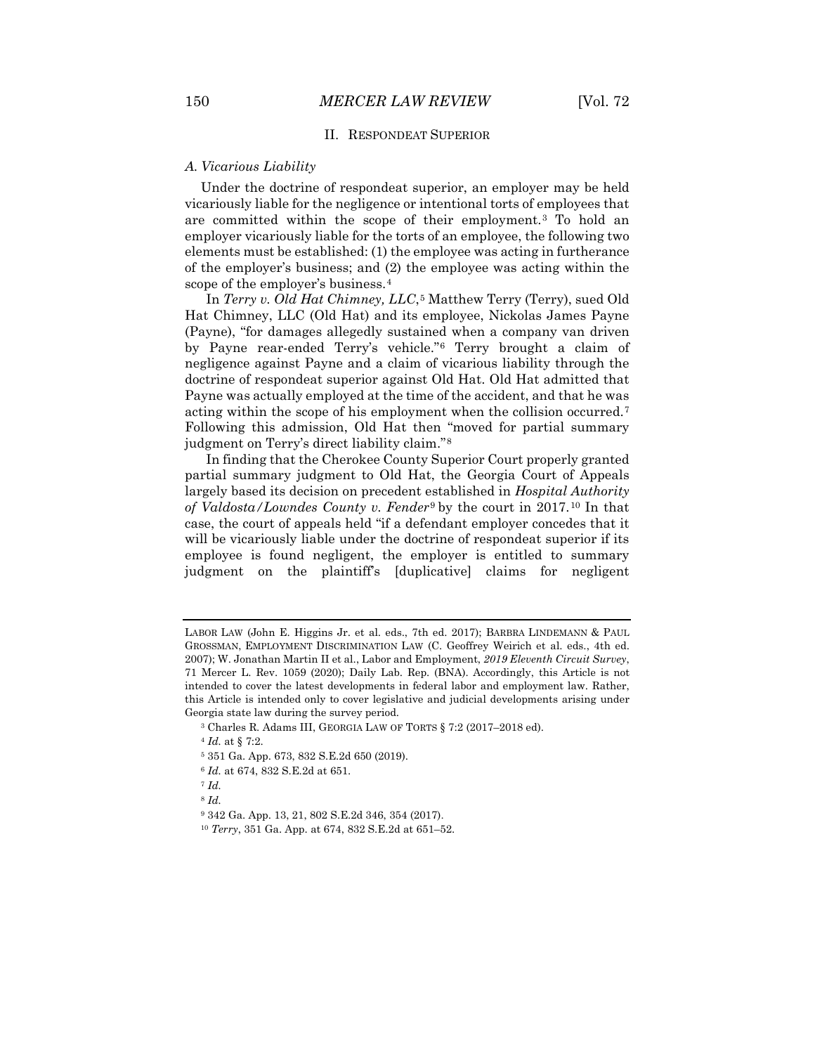## II. RESPONDEAT SUPERIOR

### *A. Vicarious Liability*

Under the doctrine of respondeat superior, an employer may be held vicariously liable for the negligence or intentional torts of employees that are committed within the scope of their employment.[3] To hold an employer vicariously liable for the torts of an employee, the following two elements must be established: (1) the employee was acting in furtherance of the employer's business; and (2) the employee was acting within the scope of the employer's business.[4]

In *Terry v. Old Hat Chimney, LLC*,[5] Matthew Terry (Terry), sued Old Hat Chimney, LLC (Old Hat) and its employee, Nickolas James Payne (Payne), "for damages allegedly sustained when a company van driven by Payne rear-ended Terry's vehicle."[6] Terry brought a claim of negligence against Payne and a claim of vicarious liability through the doctrine of respondeat superior against Old Hat. Old Hat admitted that Payne was actually employed at the time of the accident, and that he was acting within the scope of his employment when the collision occurred.[7] Following this admission, Old Hat then "moved for partial summary judgment on Terry's direct liability claim."[8]

In finding that the Cherokee County Superior Court properly granted partial summary judgment to Old Hat, the Georgia Court of Appeals largely based its decision on precedent established in *Hospital Authority of Valdosta/Lowndes County v. Fender*[9] by the court in 2017.[10] In that case, the court of appeals held "if a defendant employer concedes that it will be vicariously liable under the doctrine of respondeat superior if its employee is found negligent, the employer is entitled to summary judgment on the plaintiff's [duplicative] claims for negligent

---

LABOR LAW (John E. Higgins Jr. et al. eds., 7th ed. 2017); BARBRA LINDEMANN & PAUL GROSSMAN, EMPLOYMENT DISCRIMINATION LAW (C. Geoffrey Weirich et al. eds., 4th ed. 2007); W. Jonathan Martin II et al., Labor and Employment, *2019 Eleventh Circuit Survey*, 71 Mercer L. Rev. 1059 (2020); Daily Lab. Rep. (BNA). Accordingly, this Article is not intended to cover the latest developments in federal labor and employment law. Rather, this Article is intended only to cover legislative and judicial developments arising under Georgia state law during the survey period.

[3] Charles R. Adams III, GEORGIA LAW OF TORTS § 7:2 (2017–2018 ed).

[4] *Id.* at § 7:2.

[5] 351 Ga. App. 673, 832 S.E.2d 650 (2019).

[6] *Id.* at 674, 832 S.E.2d at 651.

[7] *Id.*

[8] *Id.*

[9] 342 Ga. App. 13, 21, 802 S.E.2d 346, 354 (2017).

[10] *Terry*, 351 Ga. App. at 674, 832 S.E.2d at 651–52.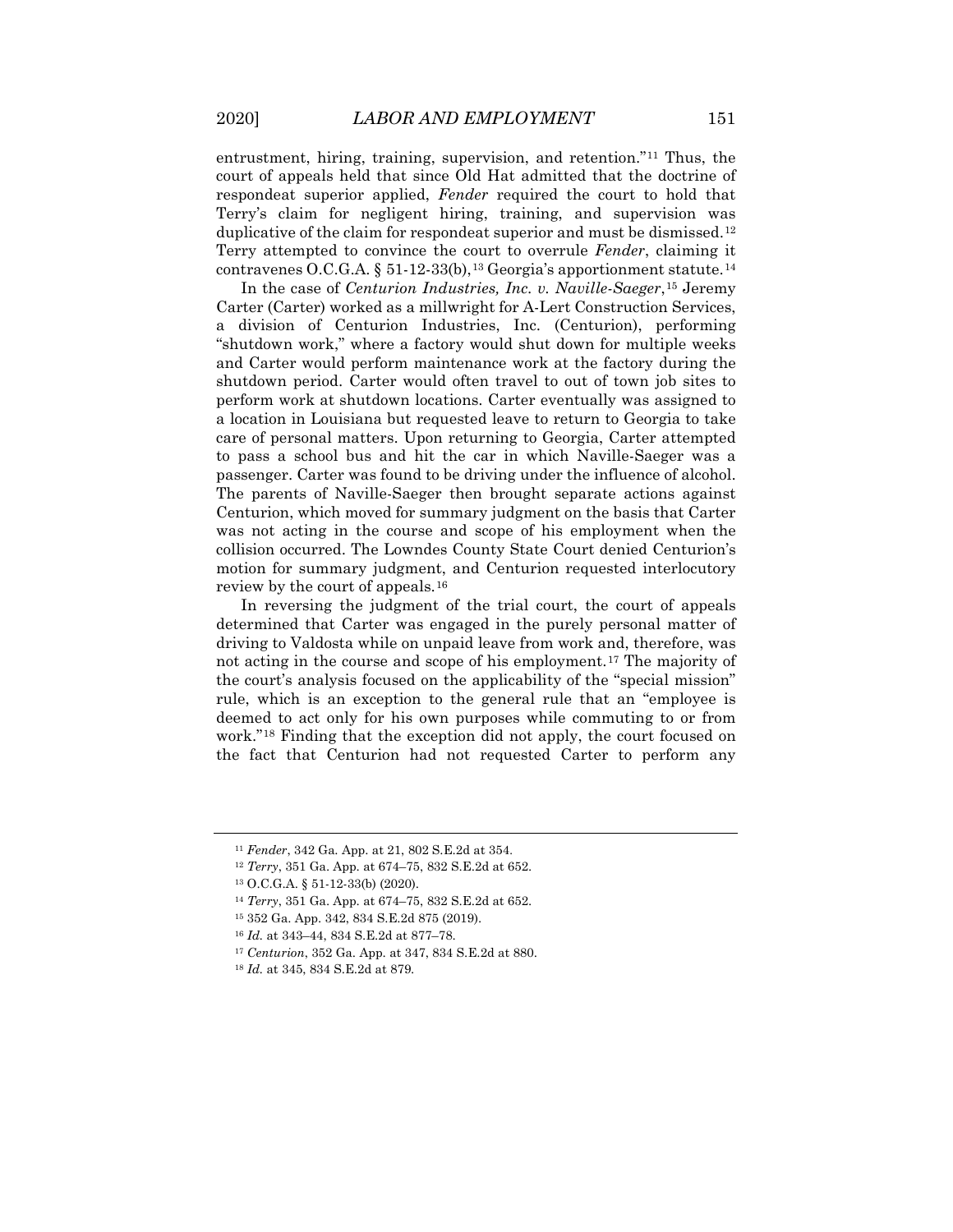entrustment, hiring, training, supervision, and retention."[11] Thus, the court of appeals held that since Old Hat admitted that the doctrine of respondeat superior applied, *Fender* required the court to hold that Terry's claim for negligent hiring, training, and supervision was duplicative of the claim for respondeat superior and must be dismissed.[12] Terry attempted to convince the court to overrule *Fender*, claiming it contravenes O.C.G.A. § 51-12-33(b),[13] Georgia's apportionment statute.[14]

In the case of *Centurion Industries, Inc. v. Naville-Saeger*,[15] Jeremy Carter (Carter) worked as a millwright for A-Lert Construction Services, a division of Centurion Industries, Inc. (Centurion), performing "shutdown work," where a factory would shut down for multiple weeks and Carter would perform maintenance work at the factory during the shutdown period. Carter would often travel to out of town job sites to perform work at shutdown locations. Carter eventually was assigned to a location in Louisiana but requested leave to return to Georgia to take care of personal matters. Upon returning to Georgia, Carter attempted to pass a school bus and hit the car in which Naville-Saeger was a passenger. Carter was found to be driving under the influence of alcohol. The parents of Naville-Saeger then brought separate actions against Centurion, which moved for summary judgment on the basis that Carter was not acting in the course and scope of his employment when the collision occurred. The Lowndes County State Court denied Centurion's motion for summary judgment, and Centurion requested interlocutory review by the court of appeals.[16]

In reversing the judgment of the trial court, the court of appeals determined that Carter was engaged in the purely personal matter of driving to Valdosta while on unpaid leave from work and, therefore, was not acting in the course and scope of his employment.[17] The majority of the court's analysis focused on the applicability of the "special mission" rule, which is an exception to the general rule that an "employee is deemed to act only for his own purposes while commuting to or from work."[18] Finding that the exception did not apply, the court focused on the fact that Centurion had not requested Carter to perform any

---

[11] *Fender*, 342 Ga. App. at 21, 802 S.E.2d at 354.

[12] *Terry*, 351 Ga. App. at 674–75, 832 S.E.2d at 652.

[13] O.C.G.A. § 51-12-33(b) (2020).

[14] *Terry*, 351 Ga. App. at 674–75, 832 S.E.2d at 652.

[15] 352 Ga. App. 342, 834 S.E.2d 875 (2019).

[16] *Id.* at 343–44, 834 S.E.2d at 877–78.

[17] *Centurion*, 352 Ga. App. at 347, 834 S.E.2d at 880.

[18] *Id.* at 345, 834 S.E.2d at 879.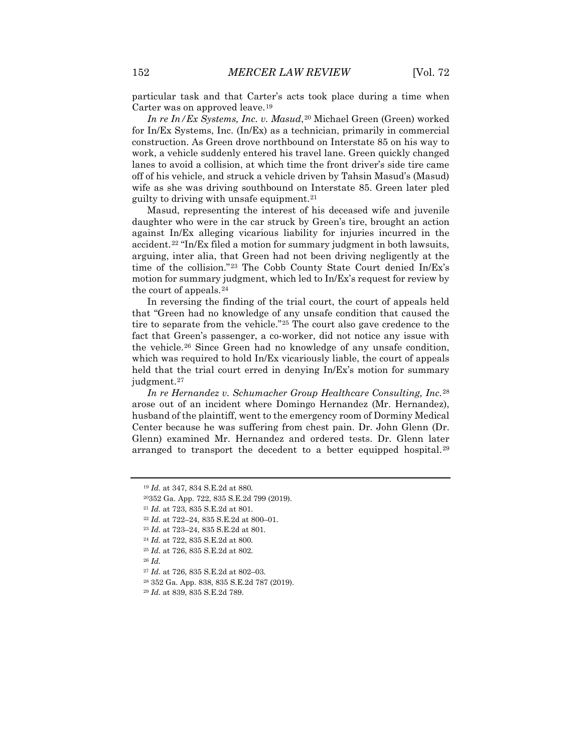particular task and that Carter's acts took place during a time when Carter was on approved leave.[19]

*In re In/Ex Systems, Inc. v. Masud*,[20] Michael Green (Green) worked for In/Ex Systems, Inc. (In/Ex) as a technician, primarily in commercial construction. As Green drove northbound on Interstate 85 on his way to work, a vehicle suddenly entered his travel lane. Green quickly changed lanes to avoid a collision, at which time the front driver's side tire came off of his vehicle, and struck a vehicle driven by Tahsin Masud's (Masud) wife as she was driving southbound on Interstate 85. Green later pled guilty to driving with unsafe equipment.[21]

Masud, representing the interest of his deceased wife and juvenile daughter who were in the car struck by Green's tire, brought an action against In/Ex alleging vicarious liability for injuries incurred in the accident.[22] "In/Ex filed a motion for summary judgment in both lawsuits, arguing, inter alia, that Green had not been driving negligently at the time of the collision."[23] The Cobb County State Court denied In/Ex's motion for summary judgment, which led to In/Ex's request for review by the court of appeals.[24]

In reversing the finding of the trial court, the court of appeals held that "Green had no knowledge of any unsafe condition that caused the tire to separate from the vehicle."[25] The court also gave credence to the fact that Green's passenger, a co-worker, did not notice any issue with the vehicle.[26] Since Green had no knowledge of any unsafe condition, which was required to hold In/Ex vicariously liable, the court of appeals held that the trial court erred in denying In/Ex's motion for summary judgment.[27]

*In re Hernandez v. Schumacher Group Healthcare Consulting, Inc.*[28] arose out of an incident where Domingo Hernandez (Mr. Hernandez), husband of the plaintiff, went to the emergency room of Dorminy Medical Center because he was suffering from chest pain. Dr. John Glenn (Dr. Glenn) examined Mr. Hernandez and ordered tests. Dr. Glenn later arranged to transport the decedent to a better equipped hospital.[29]

---

[19] *Id.* at 347, 834 S.E.2d at 880.

[20] 352 Ga. App. 722, 835 S.E.2d 799 (2019).

[21] *Id.* at 723, 835 S.E.2d at 801.

[22] *Id.* at 722–24, 835 S.E.2d at 800–01.

[23] *Id.* at 723–24, 835 S.E.2d at 801.

[24] *Id.* at 722, 835 S.E.2d at 800.

[25] *Id.* at 726, 835 S.E.2d at 802.

[26] *Id.*

[27] *Id.* at 726, 835 S.E.2d at 802–03.

[28] 352 Ga. App. 838, 835 S.E.2d 787 (2019).

[29] *Id.* at 839, 835 S.E.2d 789.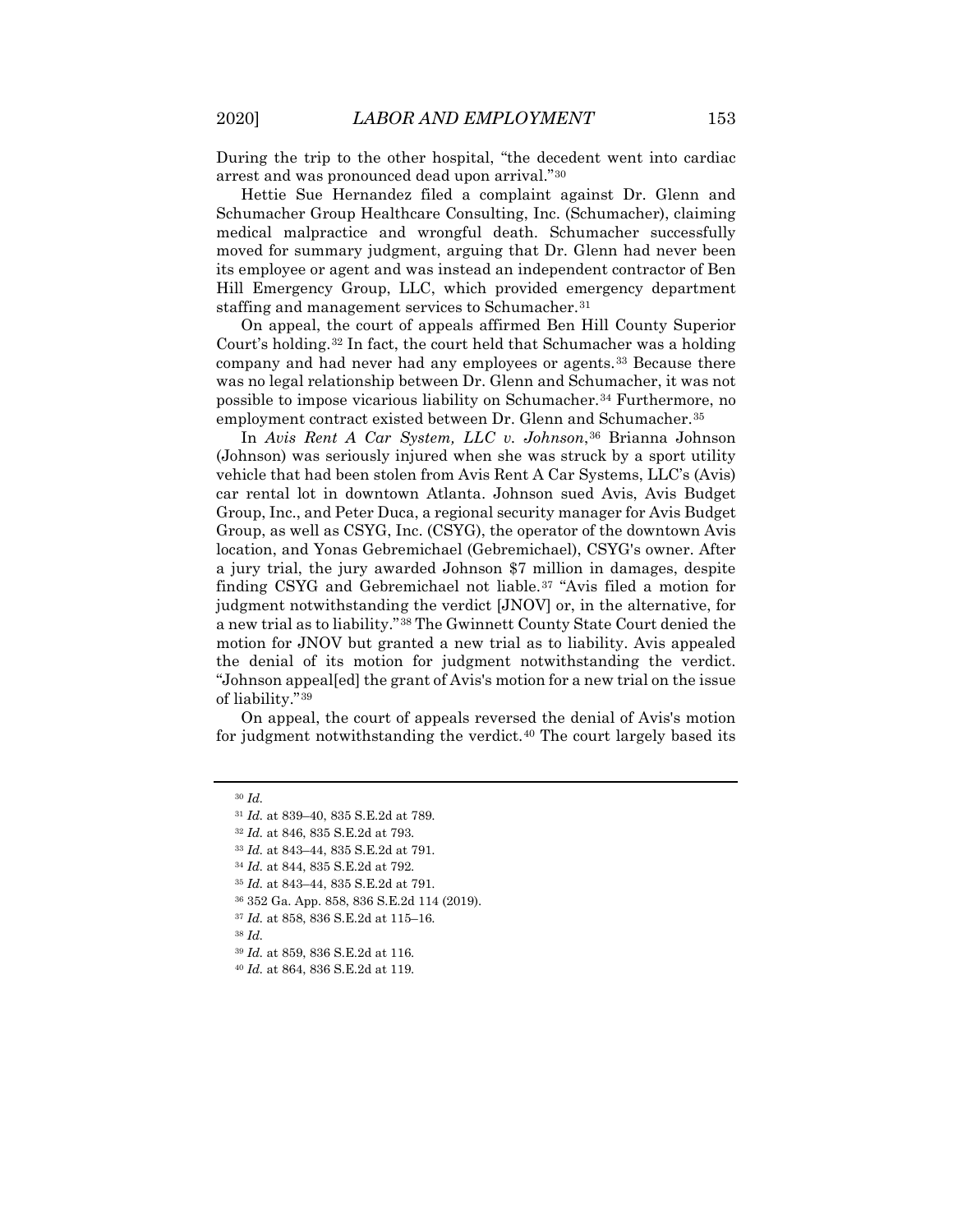During the trip to the other hospital, "the decedent went into cardiac arrest and was pronounced dead upon arrival."[30]

Hettie Sue Hernandez filed a complaint against Dr. Glenn and Schumacher Group Healthcare Consulting, Inc. (Schumacher), claiming medical malpractice and wrongful death. Schumacher successfully moved for summary judgment, arguing that Dr. Glenn had never been its employee or agent and was instead an independent contractor of Ben Hill Emergency Group, LLC, which provided emergency department staffing and management services to Schumacher.[31]

On appeal, the court of appeals affirmed Ben Hill County Superior Court's holding.[32] In fact, the court held that Schumacher was a holding company and had never had any employees or agents.[33] Because there was no legal relationship between Dr. Glenn and Schumacher, it was not possible to impose vicarious liability on Schumacher.[34] Furthermore, no employment contract existed between Dr. Glenn and Schumacher.[35]

In *Avis Rent A Car System, LLC v. Johnson*,[36] Brianna Johnson (Johnson) was seriously injured when she was struck by a sport utility vehicle that had been stolen from Avis Rent A Car Systems, LLC's (Avis) car rental lot in downtown Atlanta. Johnson sued Avis, Avis Budget Group, Inc., and Peter Duca, a regional security manager for Avis Budget Group, as well as CSYG, Inc. (CSYG), the operator of the downtown Avis location, and Yonas Gebremichael (Gebremichael), CSYG's owner. After a jury trial, the jury awarded Johnson $7 million in damages, despite finding CSYG and Gebremichael not liable.[37] "Avis filed a motion for judgment notwithstanding the verdict [JNOV] or, in the alternative, for a new trial as to liability."[38] The Gwinnett County State Court denied the motion for JNOV but granted a new trial as to liability. Avis appealed the denial of its motion for judgment notwithstanding the verdict. "Johnson appeal[ed] the grant of Avis's motion for a new trial on the issue of liability."[39]

On appeal, the court of appeals reversed the denial of Avis's motion for judgment notwithstanding the verdict.[40] The court largely based its

---

[30] *Id.*

[31] *Id.* at 839–40, 835 S.E.2d at 789.

[32] *Id.* at 846, 835 S.E.2d at 793.

[33] *Id.* at 843–44, 835 S.E.2d at 791.

[34] *Id.* at 844, 835 S.E.2d at 792.

[35] *Id.* at 843–44, 835 S.E.2d at 791.

[36] 352 Ga. App. 858, 836 S.E.2d 114 (2019).

[37] *Id.* at 858, 836 S.E.2d at 115–16.

[38] *Id.*

[39] *Id.* at 859, 836 S.E.2d at 116.

[40] *Id.* at 864, 836 S.E.2d at 119.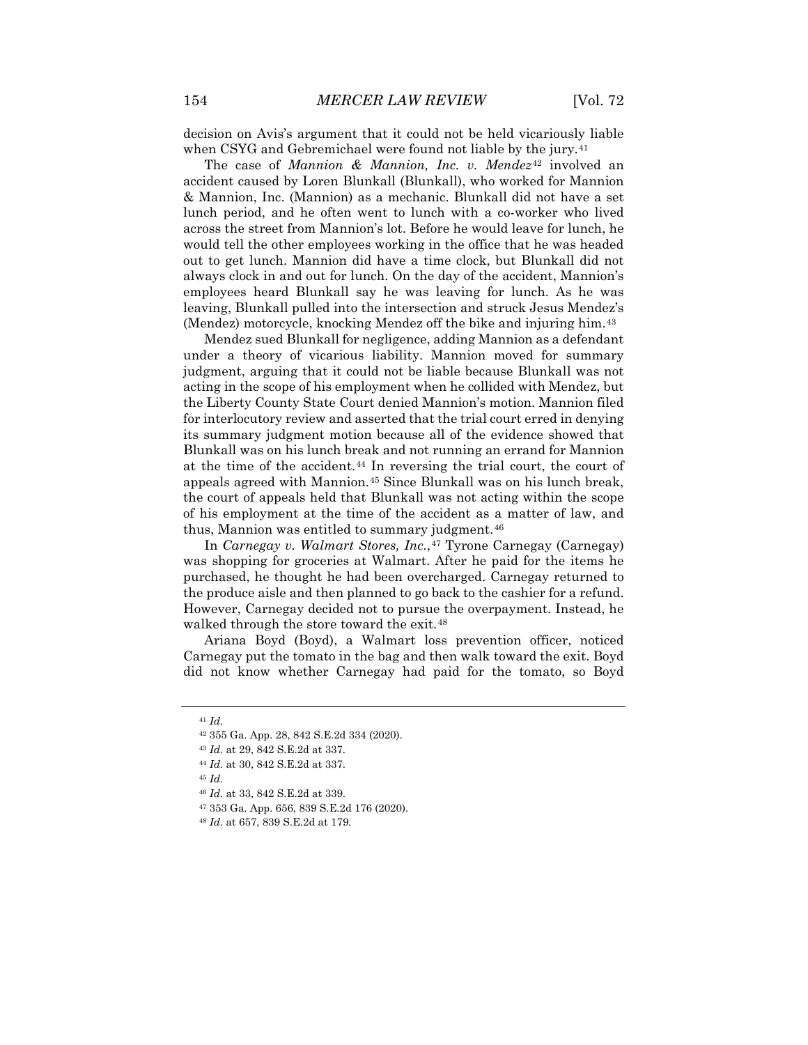decision on Avis's argument that it could not be held vicariously liable when CSYG and Gebremichael were found not liable by the jury.[41]

The case of *Mannion & Mannion, Inc. v. Mendez*[42] involved an accident caused by Loren Blunkall (Blunkall), who worked for Mannion & Mannion, Inc. (Mannion) as a mechanic. Blunkall did not have a set lunch period, and he often went to lunch with a co-worker who lived across the street from Mannion's lot. Before he would leave for lunch, he would tell the other employees working in the office that he was headed out to get lunch. Mannion did have a time clock, but Blunkall did not always clock in and out for lunch. On the day of the accident, Mannion's employees heard Blunkall say he was leaving for lunch. As he was leaving, Blunkall pulled into the intersection and struck Jesus Mendez's (Mendez) motorcycle, knocking Mendez off the bike and injuring him.[43]

Mendez sued Blunkall for negligence, adding Mannion as a defendant under a theory of vicarious liability. Mannion moved for summary judgment, arguing that it could not be liable because Blunkall was not acting in the scope of his employment when he collided with Mendez, but the Liberty County State Court denied Mannion's motion. Mannion filed for interlocutory review and asserted that the trial court erred in denying its summary judgment motion because all of the evidence showed that Blunkall was on his lunch break and not running an errand for Mannion at the time of the accident.[44] In reversing the trial court, the court of appeals agreed with Mannion.[45] Since Blunkall was on his lunch break, the court of appeals held that Blunkall was not acting within the scope of his employment at the time of the accident as a matter of law, and thus, Mannion was entitled to summary judgment.[46]

In *Carnegay v. Walmart Stores, Inc.*,[47] Tyrone Carnegay (Carnegay) was shopping for groceries at Walmart. After he paid for the items he purchased, he thought he had been overcharged. Carnegay returned to the produce aisle and then planned to go back to the cashier for a refund. However, Carnegay decided not to pursue the overpayment. Instead, he walked through the store toward the exit.[48]

Ariana Boyd (Boyd), a Walmart loss prevention officer, noticed Carnegay put the tomato in the bag and then walk toward the exit. Boyd did not know whether Carnegay had paid for the tomato, so Boyd

---

[41] *Id.*

[42] 355 Ga. App. 28, 842 S.E.2d 334 (2020).

[43] *Id.* at 29, 842 S.E.2d at 337.

[44] *Id.* at 30, 842 S.E.2d at 337.

[45] *Id.*

[46] *Id.* at 33, 842 S.E.2d at 339.

[47] 353 Ga. App. 656, 839 S.E.2d 176 (2020).

[48] *Id.* at 657, 839 S.E.2d at 179.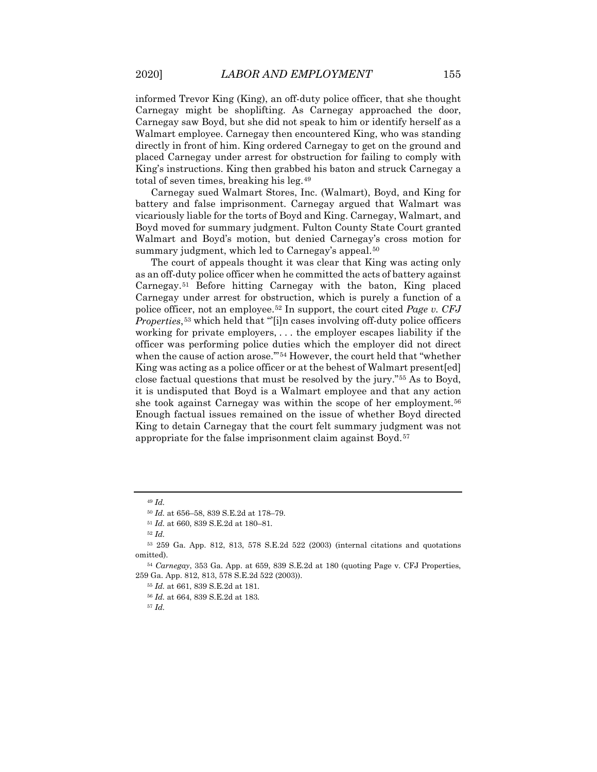informed Trevor King (King), an off-duty police officer, that she thought Carnegay might be shoplifting. As Carnegay approached the door, Carnegay saw Boyd, but she did not speak to him or identify herself as a Walmart employee. Carnegay then encountered King, who was standing directly in front of him. King ordered Carnegay to get on the ground and placed Carnegay under arrest for obstruction for failing to comply with King's instructions. King then grabbed his baton and struck Carnegay a total of seven times, breaking his leg.[49]

Carnegay sued Walmart Stores, Inc. (Walmart), Boyd, and King for battery and false imprisonment. Carnegay argued that Walmart was vicariously liable for the torts of Boyd and King. Carnegay, Walmart, and Boyd moved for summary judgment. Fulton County State Court granted Walmart and Boyd's motion, but denied Carnegay's cross motion for summary judgment, which led to Carnegay's appeal.[50]

The court of appeals thought it was clear that King was acting only as an off-duty police officer when he committed the acts of battery against Carnegay.[51] Before hitting Carnegay with the baton, King placed Carnegay under arrest for obstruction, which is purely a function of a police officer, not an employee.[52] In support, the court cited *Page v. CFJ Properties*,[53] which held that "'[i]n cases involving off-duty police officers working for private employers, . . . the employer escapes liability if the officer was performing police duties which the employer did not direct when the cause of action arose.'"[54] However, the court held that "whether King was acting as a police officer or at the behest of Walmart present[ed] close factual questions that must be resolved by the jury."[55] As to Boyd, it is undisputed that Boyd is a Walmart employee and that any action she took against Carnegay was within the scope of her employment.[56] Enough factual issues remained on the issue of whether Boyd directed King to detain Carnegay that the court felt summary judgment was not appropriate for the false imprisonment claim against Boyd.[57]

---

[49] *Id.*

[50] *Id.* at 656–58, 839 S.E.2d at 178–79.

[51] *Id.* at 660, 839 S.E.2d at 180–81.

[52] *Id.*

[53] 259 Ga. App. 812, 813, 578 S.E.2d 522 (2003) (internal citations and quotations omitted).

[54] *Carnegay*, 353 Ga. App. at 659, 839 S.E.2d at 180 (quoting Page v. CFJ Properties, 259 Ga. App. 812, 813, 578 S.E.2d 522 (2003)).

[55] *Id.* at 661, 839 S.E.2d at 181.

[56] *Id.* at 664, 839 S.E.2d at 183.

[57] *Id.*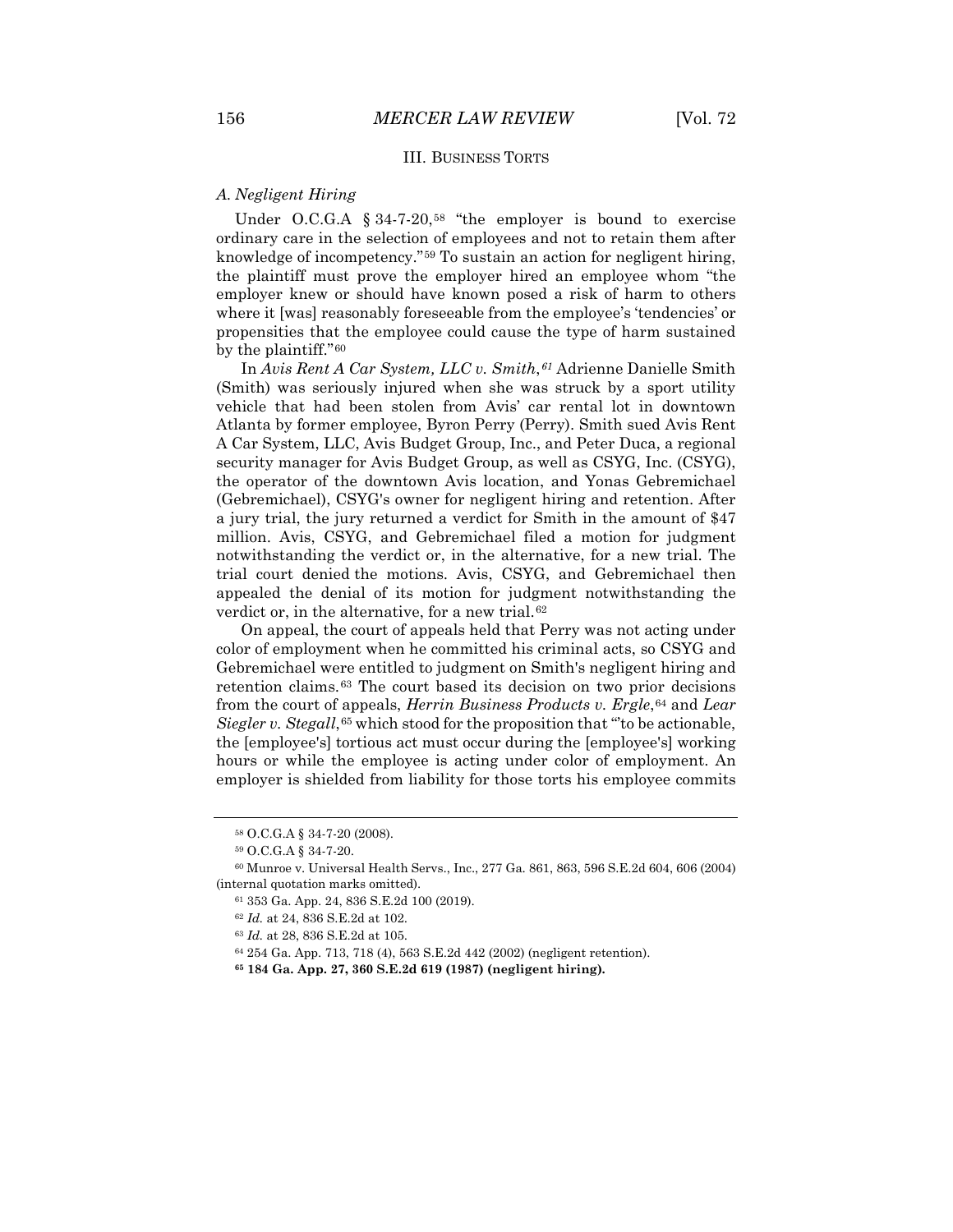## III. BUSINESS TORTS

### *A. Negligent Hiring*

Under O.C.G.A § 34-7-20,[58] "the employer is bound to exercise ordinary care in the selection of employees and not to retain them after knowledge of incompetency."[59] To sustain an action for negligent hiring, the plaintiff must prove the employer hired an employee whom "the employer knew or should have known posed a risk of harm to others where it [was] reasonably foreseeable from the employee's 'tendencies' or propensities that the employee could cause the type of harm sustained by the plaintiff."[60]

In *Avis Rent A Car System, LLC v. Smith*,[61] Adrienne Danielle Smith (Smith) was seriously injured when she was struck by a sport utility vehicle that had been stolen from Avis' car rental lot in downtown Atlanta by former employee, Byron Perry (Perry). Smith sued Avis Rent A Car System, LLC, Avis Budget Group, Inc., and Peter Duca, a regional security manager for Avis Budget Group, as well as CSYG, Inc. (CSYG), the operator of the downtown Avis location, and Yonas Gebremichael (Gebremichael), CSYG's owner for negligent hiring and retention. After a jury trial, the jury returned a verdict for Smith in the amount of $47 million. Avis, CSYG, and Gebremichael filed a motion for judgment notwithstanding the verdict or, in the alternative, for a new trial. The trial court denied the motions. Avis, CSYG, and Gebremichael then appealed the denial of its motion for judgment notwithstanding the verdict or, in the alternative, for a new trial.[62]

On appeal, the court of appeals held that Perry was not acting under color of employment when he committed his criminal acts, so CSYG and Gebremichael were entitled to judgment on Smith's negligent hiring and retention claims.[63] The court based its decision on two prior decisions from the court of appeals, *Herrin Business Products v. Ergle*,[64] and *Lear Siegler v. Stegall*,[65] which stood for the proposition that "'to be actionable, the [employee's] tortious act must occur during the [employee's] working hours or while the employee is acting under color of employment. An employer is shielded from liability for those torts his employee commits

---

[58] O.C.G.A § 34-7-20 (2008).

[59] O.C.G.A § 34-7-20.

[60] Munroe v. Universal Health Servs., Inc., 277 Ga. 861, 863, 596 S.E.2d 604, 606 (2004) (internal quotation marks omitted).

[61] 353 Ga. App. 24, 836 S.E.2d 100 (2019).

[62] *Id.* at 24, 836 S.E.2d at 102.

[63] *Id.* at 28, 836 S.E.2d at 105.

[64] 254 Ga. App. 713, 718 (4), 563 S.E.2d 442 (2002) (negligent retention).

**[65] 184 Ga. App. 27, 360 S.E.2d 619 (1987) (negligent hiring).**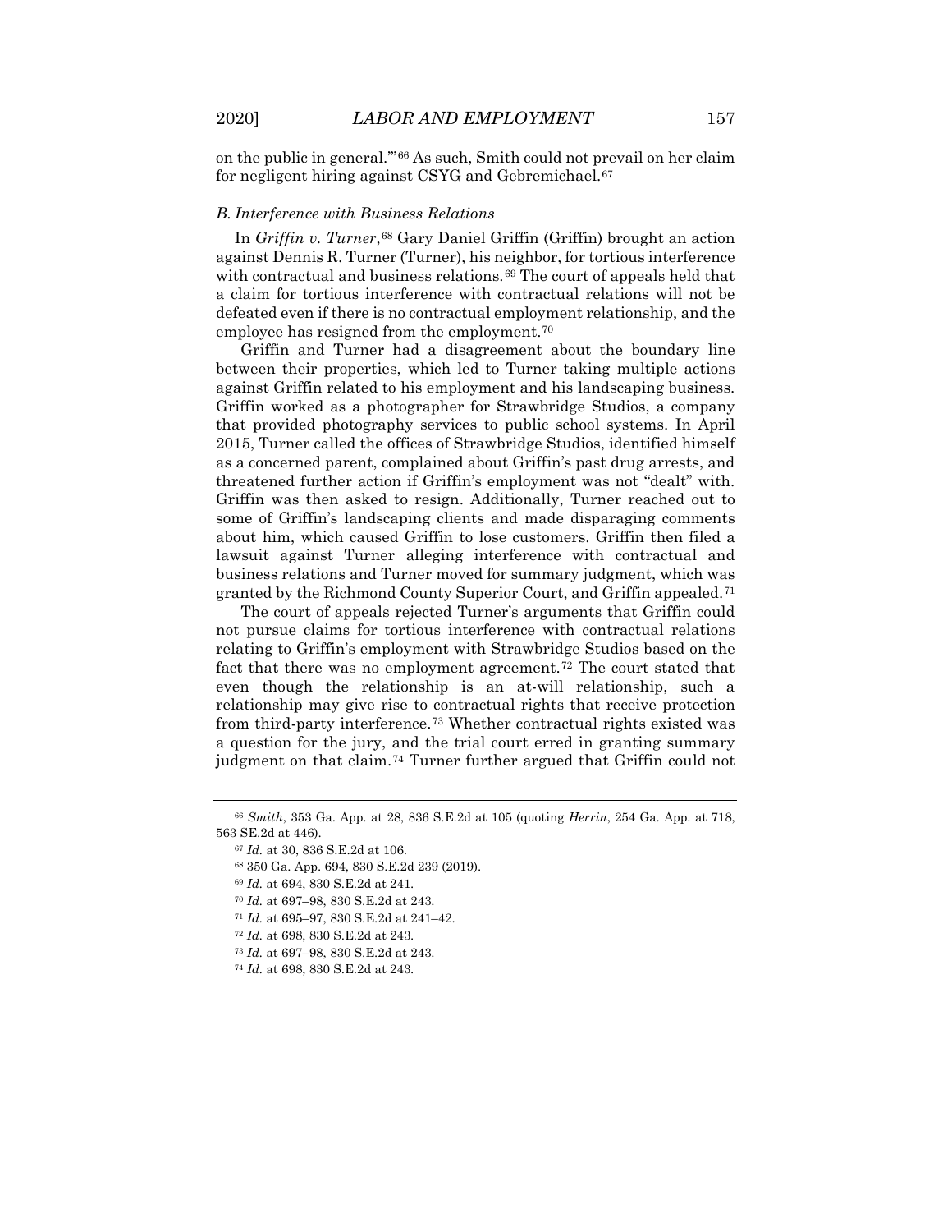on the public in general.'"[66] As such, Smith could not prevail on her claim for negligent hiring against CSYG and Gebremichael.[67]

### *B. Interference with Business Relations*

In *Griffin v. Turner*,[68] Gary Daniel Griffin (Griffin) brought an action against Dennis R. Turner (Turner), his neighbor, for tortious interference with contractual and business relations.[69] The court of appeals held that a claim for tortious interference with contractual relations will not be defeated even if there is no contractual employment relationship, and the employee has resigned from the employment.[70]

Griffin and Turner had a disagreement about the boundary line between their properties, which led to Turner taking multiple actions against Griffin related to his employment and his landscaping business. Griffin worked as a photographer for Strawbridge Studios, a company that provided photography services to public school systems. In April 2015, Turner called the offices of Strawbridge Studios, identified himself as a concerned parent, complained about Griffin's past drug arrests, and threatened further action if Griffin's employment was not "dealt" with. Griffin was then asked to resign. Additionally, Turner reached out to some of Griffin's landscaping clients and made disparaging comments about him, which caused Griffin to lose customers. Griffin then filed a lawsuit against Turner alleging interference with contractual and business relations and Turner moved for summary judgment, which was granted by the Richmond County Superior Court, and Griffin appealed.[71]

The court of appeals rejected Turner's arguments that Griffin could not pursue claims for tortious interference with contractual relations relating to Griffin's employment with Strawbridge Studios based on the fact that there was no employment agreement.[72] The court stated that even though the relationship is an at-will relationship, such a relationship may give rise to contractual rights that receive protection from third-party interference.[73] Whether contractual rights existed was a question for the jury, and the trial court erred in granting summary judgment on that claim.[74] Turner further argued that Griffin could not

---

[66] *Smith*, 353 Ga. App. at 28, 836 S.E.2d at 105 (quoting *Herrin*, 254 Ga. App. at 718, 563 SE.2d at 446).

[67] *Id.* at 30, 836 S.E.2d at 106.

[68] 350 Ga. App. 694, 830 S.E.2d 239 (2019).

[69] *Id.* at 694, 830 S.E.2d at 241.

[70] *Id.* at 697–98, 830 S.E.2d at 243.

[71] *Id.* at 695–97, 830 S.E.2d at 241–42.

[72] *Id.* at 698, 830 S.E.2d at 243.

[73] *Id.* at 697–98, 830 S.E.2d at 243.

[74] *Id.* at 698, 830 S.E.2d at 243.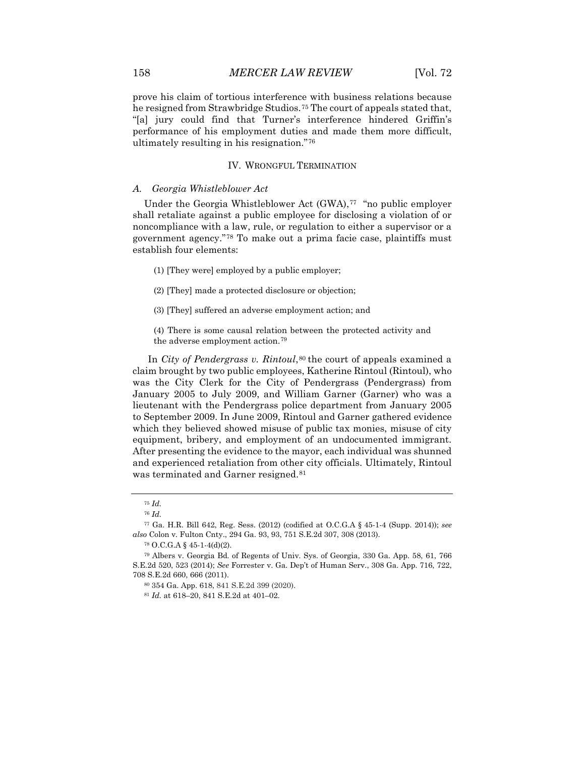prove his claim of tortious interference with business relations because he resigned from Strawbridge Studios.[75] The court of appeals stated that, "[a] jury could find that Turner's interference hindered Griffin's performance of his employment duties and made them more difficult, ultimately resulting in his resignation."[76]

## IV. WRONGFUL TERMINATION

### A. *Georgia Whistleblower Act*

Under the Georgia Whistleblower Act (GWA),[77] "no public employer shall retaliate against a public employee for disclosing a violation of or noncompliance with a law, rule, or regulation to either a supervisor or a government agency."[78] To make out a prima facie case, plaintiffs must establish four elements:

> (1) [They were] employed by a public employer;
>
> (2) [They] made a protected disclosure or objection;
>
> (3) [They] suffered an adverse employment action; and
>
> (4) There is some causal relation between the protected activity and the adverse employment action.[79]

In *City of Pendergrass v. Rintoul*,[80] the court of appeals examined a claim brought by two public employees, Katherine Rintoul (Rintoul), who was the City Clerk for the City of Pendergrass (Pendergrass) from January 2005 to July 2009, and William Garner (Garner) who was a lieutenant with the Pendergrass police department from January 2005 to September 2009. In June 2009, Rintoul and Garner gathered evidence which they believed showed misuse of public tax monies, misuse of city equipment, bribery, and employment of an undocumented immigrant. After presenting the evidence to the mayor, each individual was shunned and experienced retaliation from other city officials. Ultimately, Rintoul was terminated and Garner resigned.[81]

---

[75] *Id.*

[76] *Id.*

[77] Ga. H.R. Bill 642, Reg. Sess. (2012) (codified at O.C.G.A § 45-1-4 (Supp. 2014)); *see also* Colon v. Fulton Cnty., 294 Ga. 93, 93, 751 S.E.2d 307, 308 (2013).

[78] O.C.G.A § 45-1-4(d)(2).

[79] Albers v. Georgia Bd. of Regents of Univ. Sys. of Georgia, 330 Ga. App. 58, 61, 766 S.E.2d 520, 523 (2014); *See* Forrester v. Ga. Dep't of Human Serv., 308 Ga. App. 716, 722, 708 S.E.2d 660, 666 (2011).

[80] 354 Ga. App. 618, 841 S.E.2d 399 (2020).

[81] *Id.* at 618–20, 841 S.E.2d at 401–02.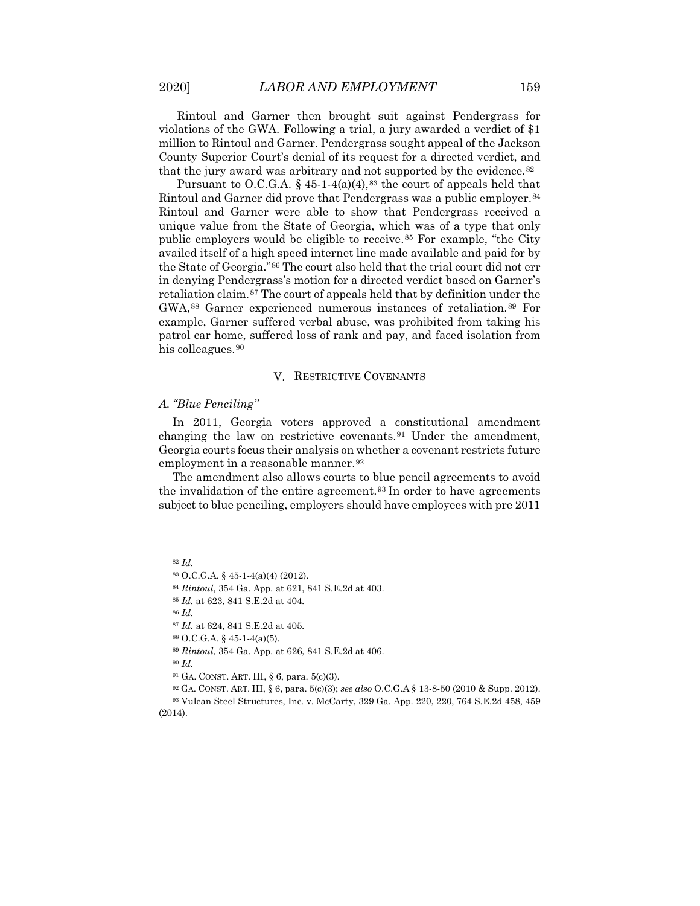Rintoul and Garner then brought suit against Pendergrass for violations of the GWA. Following a trial, a jury awarded a verdict of $1 million to Rintoul and Garner. Pendergrass sought appeal of the Jackson County Superior Court's denial of its request for a directed verdict, and that the jury award was arbitrary and not supported by the evidence.[82]

Pursuant to O.C.G.A. § 45-1-4(a)(4),[83] the court of appeals held that Rintoul and Garner did prove that Pendergrass was a public employer.[84] Rintoul and Garner were able to show that Pendergrass received a unique value from the State of Georgia, which was of a type that only public employers would be eligible to receive.[85] For example, "the City availed itself of a high speed internet line made available and paid for by the State of Georgia."[86] The court also held that the trial court did not err in denying Pendergrass's motion for a directed verdict based on Garner's retaliation claim.[87] The court of appeals held that by definition under the GWA,[88] Garner experienced numerous instances of retaliation.[89] For example, Garner suffered verbal abuse, was prohibited from taking his patrol car home, suffered loss of rank and pay, and faced isolation from his colleagues.[90]

## V. RESTRICTIVE COVENANTS

### A. *"Blue Penciling"*

In 2011, Georgia voters approved a constitutional amendment changing the law on restrictive covenants.[91] Under the amendment, Georgia courts focus their analysis on whether a covenant restricts future employment in a reasonable manner.[92]

The amendment also allows courts to blue pencil agreements to avoid the invalidation of the entire agreement.[93] In order to have agreements subject to blue penciling, employers should have employees with pre 2011

---

[82] *Id.*

[83] O.C.G.A. § 45-1-4(a)(4) (2012).

[84] *Rintoul*, 354 Ga. App. at 621, 841 S.E.2d at 403.

[85] *Id.* at 623, 841 S.E.2d at 404.

[86] *Id.*

[87] *Id.* at 624, 841 S.E.2d at 405.

[88] O.C.G.A. § 45-1-4(a)(5).

[89] *Rintoul*, 354 Ga. App. at 626, 841 S.E.2d at 406.

[90] *Id.*

[91] GA. CONST. ART. III, § 6, para. 5(c)(3).

[92] GA. CONST. ART. III, § 6, para. 5(c)(3); *see also* O.C.G.A § 13-8-50 (2010 & Supp. 2012).

[93] Vulcan Steel Structures, Inc. v. McCarty, 329 Ga. App. 220, 220, 764 S.E.2d 458, 459 (2014).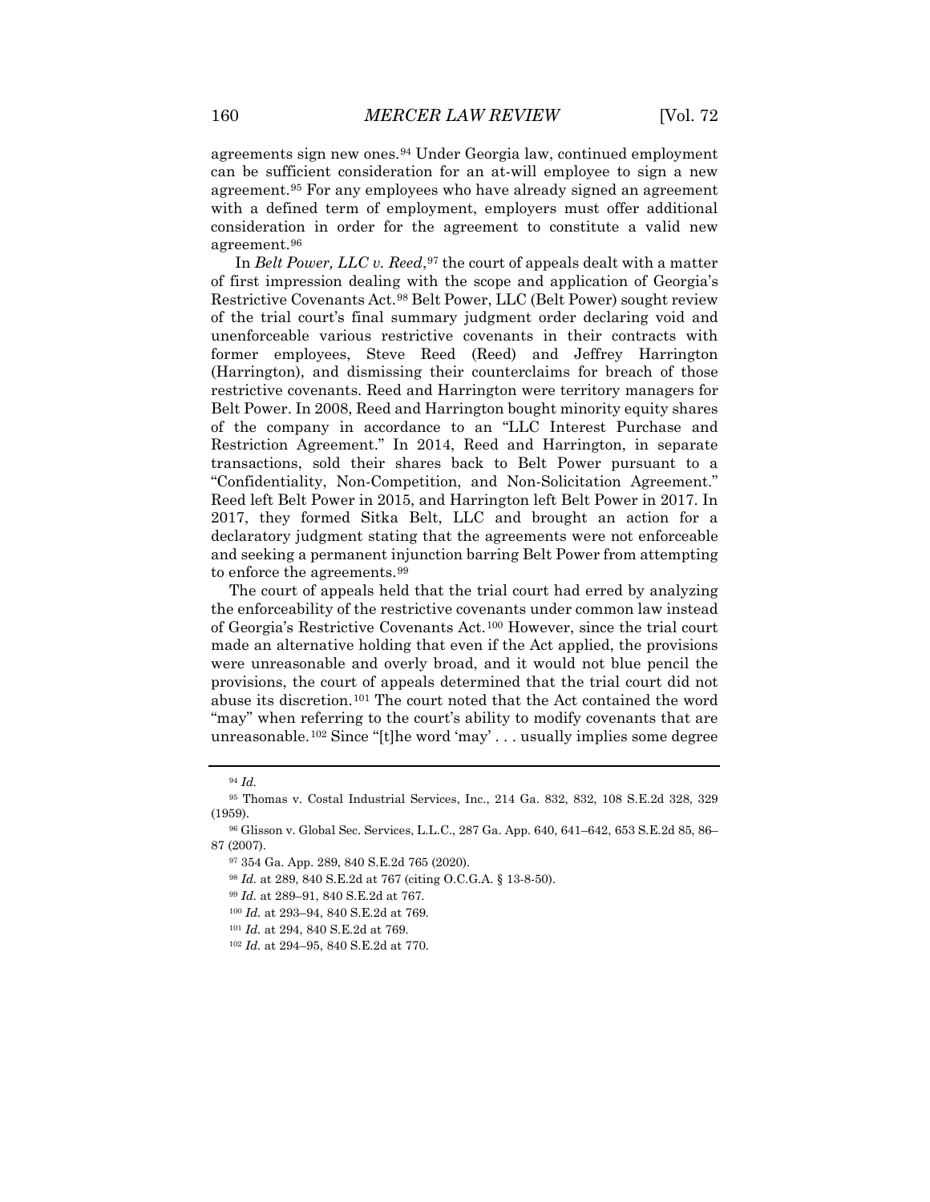agreements sign new ones.[94] Under Georgia law, continued employment can be sufficient consideration for an at-will employee to sign a new agreement.[95] For any employees who have already signed an agreement with a defined term of employment, employers must offer additional consideration in order for the agreement to constitute a valid new agreement.[96]

In *Belt Power, LLC v. Reed*,[97] the court of appeals dealt with a matter of first impression dealing with the scope and application of Georgia's Restrictive Covenants Act.[98] Belt Power, LLC (Belt Power) sought review of the trial court's final summary judgment order declaring void and unenforceable various restrictive covenants in their contracts with former employees, Steve Reed (Reed) and Jeffrey Harrington (Harrington), and dismissing their counterclaims for breach of those restrictive covenants. Reed and Harrington were territory managers for Belt Power. In 2008, Reed and Harrington bought minority equity shares of the company in accordance to an "LLC Interest Purchase and Restriction Agreement." In 2014, Reed and Harrington, in separate transactions, sold their shares back to Belt Power pursuant to a "Confidentiality, Non-Competition, and Non-Solicitation Agreement." Reed left Belt Power in 2015, and Harrington left Belt Power in 2017. In 2017, they formed Sitka Belt, LLC and brought an action for a declaratory judgment stating that the agreements were not enforceable and seeking a permanent injunction barring Belt Power from attempting to enforce the agreements.[99]

The court of appeals held that the trial court had erred by analyzing the enforceability of the restrictive covenants under common law instead of Georgia's Restrictive Covenants Act.[100] However, since the trial court made an alternative holding that even if the Act applied, the provisions were unreasonable and overly broad, and it would not blue pencil the provisions, the court of appeals determined that the trial court did not abuse its discretion.[101] The court noted that the Act contained the word "may" when referring to the court's ability to modify covenants that are unreasonable.[102] Since "[t]he word 'may' . . . usually implies some degree

---

[94] *Id.*

[95] Thomas v. Costal Industrial Services, Inc., 214 Ga. 832, 832, 108 S.E.2d 328, 329 (1959).

[96] Glisson v. Global Sec. Services, L.L.C., 287 Ga. App. 640, 641–642, 653 S.E.2d 85, 86–87 (2007).

[97] 354 Ga. App. 289, 840 S.E.2d 765 (2020).

[98] *Id.* at 289, 840 S.E.2d at 767 (citing O.C.G.A. § 13-8-50).

[99] *Id.* at 289–91, 840 S.E.2d at 767.

[100] *Id.* at 293–94, 840 S.E.2d at 769.

[101] *Id.* at 294, 840 S.E.2d at 769.

[102] *Id.* at 294–95, 840 S.E.2d at 770.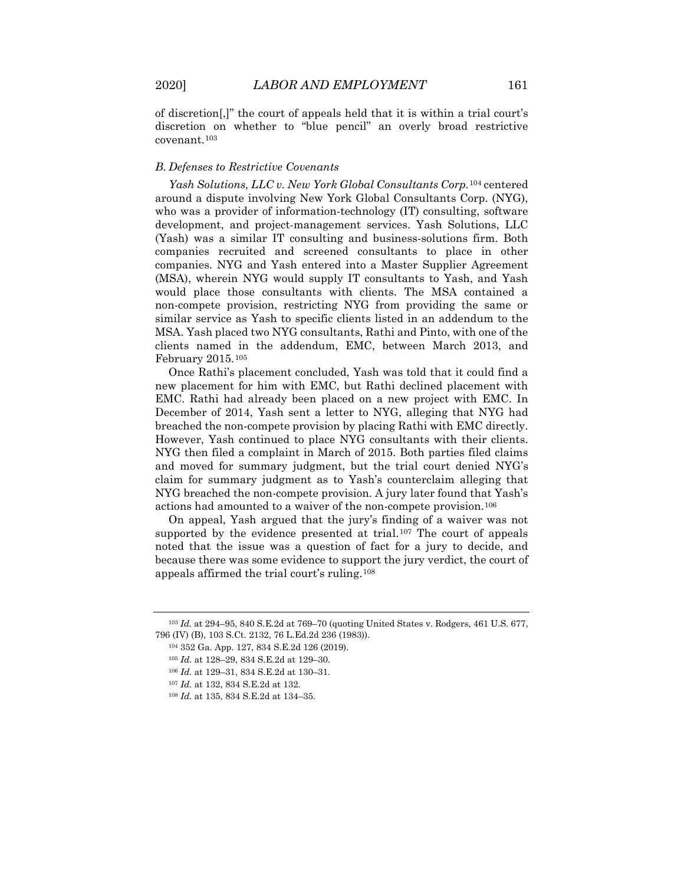of discretion[,]" the court of appeals held that it is within a trial court's discretion on whether to "blue pencil" an overly broad restrictive covenant.[103]

### *B. Defenses to Restrictive Covenants*

*Yash Solutions, LLC v. New York Global Consultants Corp.*[104] centered around a dispute involving New York Global Consultants Corp. (NYG), who was a provider of information-technology (IT) consulting, software development, and project-management services. Yash Solutions, LLC (Yash) was a similar IT consulting and business-solutions firm. Both companies recruited and screened consultants to place in other companies. NYG and Yash entered into a Master Supplier Agreement (MSA), wherein NYG would supply IT consultants to Yash, and Yash would place those consultants with clients. The MSA contained a non-compete provision, restricting NYG from providing the same or similar service as Yash to specific clients listed in an addendum to the MSA. Yash placed two NYG consultants, Rathi and Pinto, with one of the clients named in the addendum, EMC, between March 2013, and February 2015.[105]

Once Rathi's placement concluded, Yash was told that it could find a new placement for him with EMC, but Rathi declined placement with EMC. Rathi had already been placed on a new project with EMC. In December of 2014, Yash sent a letter to NYG, alleging that NYG had breached the non-compete provision by placing Rathi with EMC directly. However, Yash continued to place NYG consultants with their clients. NYG then filed a complaint in March of 2015. Both parties filed claims and moved for summary judgment, but the trial court denied NYG's claim for summary judgment as to Yash's counterclaim alleging that NYG breached the non-compete provision. A jury later found that Yash's actions had amounted to a waiver of the non-compete provision.[106]

On appeal, Yash argued that the jury's finding of a waiver was not supported by the evidence presented at trial.[107] The court of appeals noted that the issue was a question of fact for a jury to decide, and because there was some evidence to support the jury verdict, the court of appeals affirmed the trial court's ruling.[108]

---

[103] *Id.* at 294–95, 840 S.E.2d at 769–70 (quoting United States v. Rodgers, 461 U.S. 677, 796 (IV) (B), 103 S.Ct. 2132, 76 L.Ed.2d 236 (1983)).

[104] 352 Ga. App. 127, 834 S.E.2d 126 (2019).

[105] *Id.* at 128–29, 834 S.E.2d at 129–30.

[106] *Id.* at 129–31, 834 S.E.2d at 130–31.

[107] *Id.* at 132, 834 S.E.2d at 132.

[108] *Id.* at 135, 834 S.E.2d at 134–35.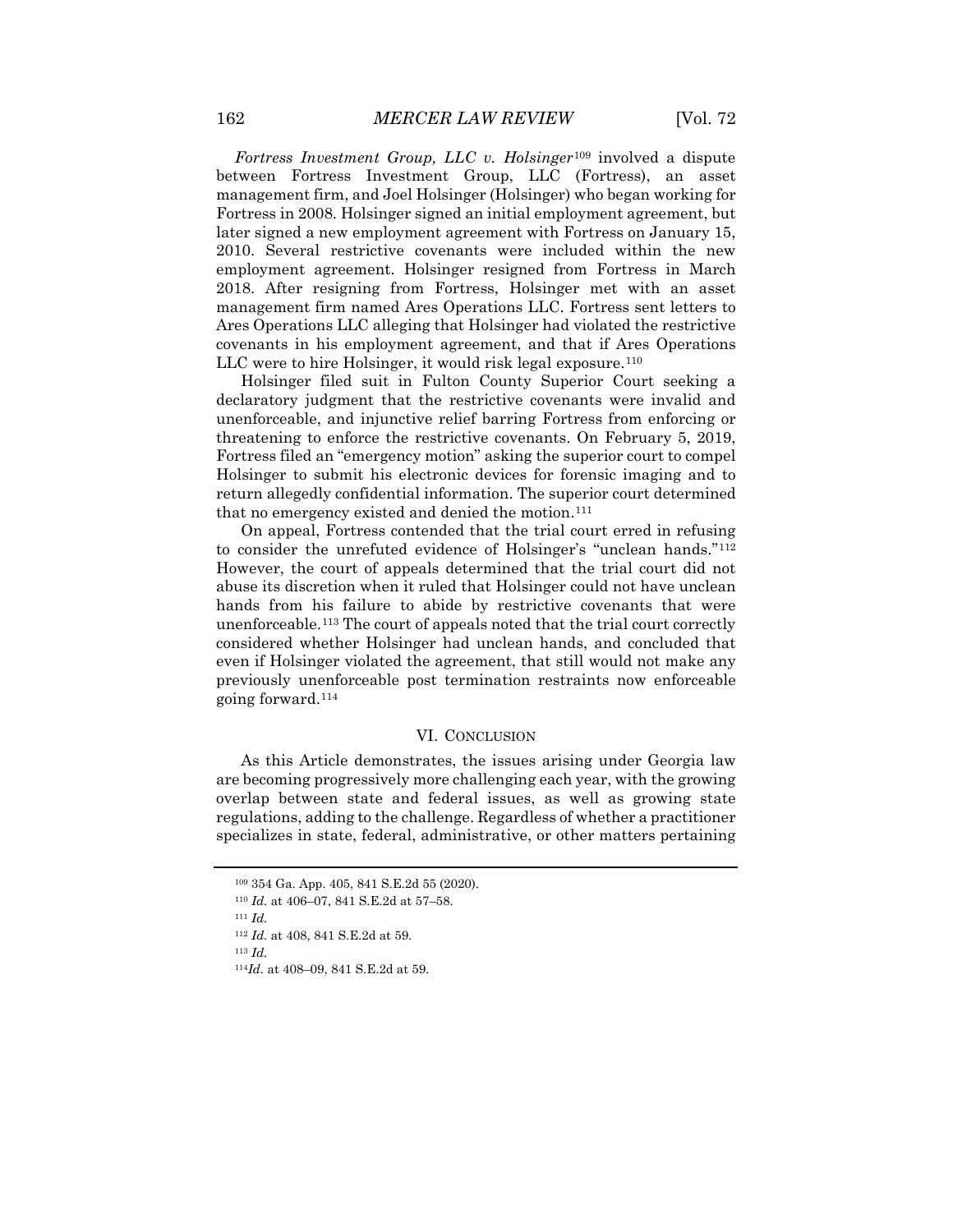*Fortress Investment Group, LLC v. Holsinger*[109] involved a dispute between Fortress Investment Group, LLC (Fortress), an asset management firm, and Joel Holsinger (Holsinger) who began working for Fortress in 2008. Holsinger signed an initial employment agreement, but later signed a new employment agreement with Fortress on January 15, 2010. Several restrictive covenants were included within the new employment agreement. Holsinger resigned from Fortress in March 2018. After resigning from Fortress, Holsinger met with an asset management firm named Ares Operations LLC. Fortress sent letters to Ares Operations LLC alleging that Holsinger had violated the restrictive covenants in his employment agreement, and that if Ares Operations LLC were to hire Holsinger, it would risk legal exposure.[110]

Holsinger filed suit in Fulton County Superior Court seeking a declaratory judgment that the restrictive covenants were invalid and unenforceable, and injunctive relief barring Fortress from enforcing or threatening to enforce the restrictive covenants. On February 5, 2019, Fortress filed an "emergency motion" asking the superior court to compel Holsinger to submit his electronic devices for forensic imaging and to return allegedly confidential information. The superior court determined that no emergency existed and denied the motion.[111]

On appeal, Fortress contended that the trial court erred in refusing to consider the unrefuted evidence of Holsinger's "unclean hands."[112] However, the court of appeals determined that the trial court did not abuse its discretion when it ruled that Holsinger could not have unclean hands from his failure to abide by restrictive covenants that were unenforceable.[113] The court of appeals noted that the trial court correctly considered whether Holsinger had unclean hands, and concluded that even if Holsinger violated the agreement, that still would not make any previously unenforceable post termination restraints now enforceable going forward.[114]

## VI. Conclusion

As this Article demonstrates, the issues arising under Georgia law are becoming progressively more challenging each year, with the growing overlap between state and federal issues, as well as growing state regulations, adding to the challenge. Regardless of whether a practitioner specializes in state, federal, administrative, or other matters pertaining

---

[109] 354 Ga. App. 405, 841 S.E.2d 55 (2020).

[110] *Id.* at 406–07, 841 S.E.2d at 57–58.

[111] *Id.*

[112] *Id.* at 408, 841 S.E.2d at 59.

[113] *Id.*

[114] *Id.* at 408–09, 841 S.E.2d at 59.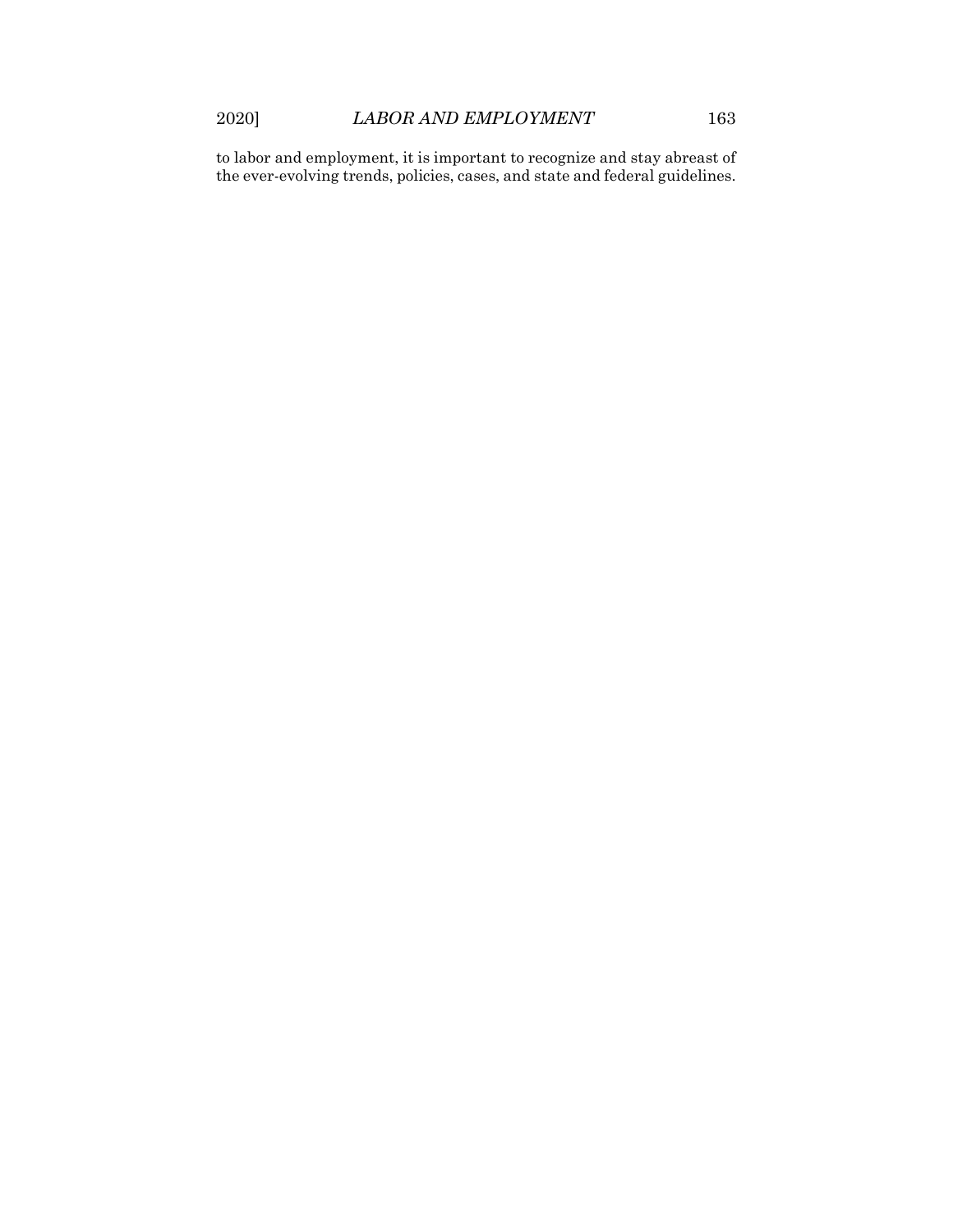to labor and employment, it is important to recognize and stay abreast of the ever-evolving trends, policies, cases, and state and federal guidelines.